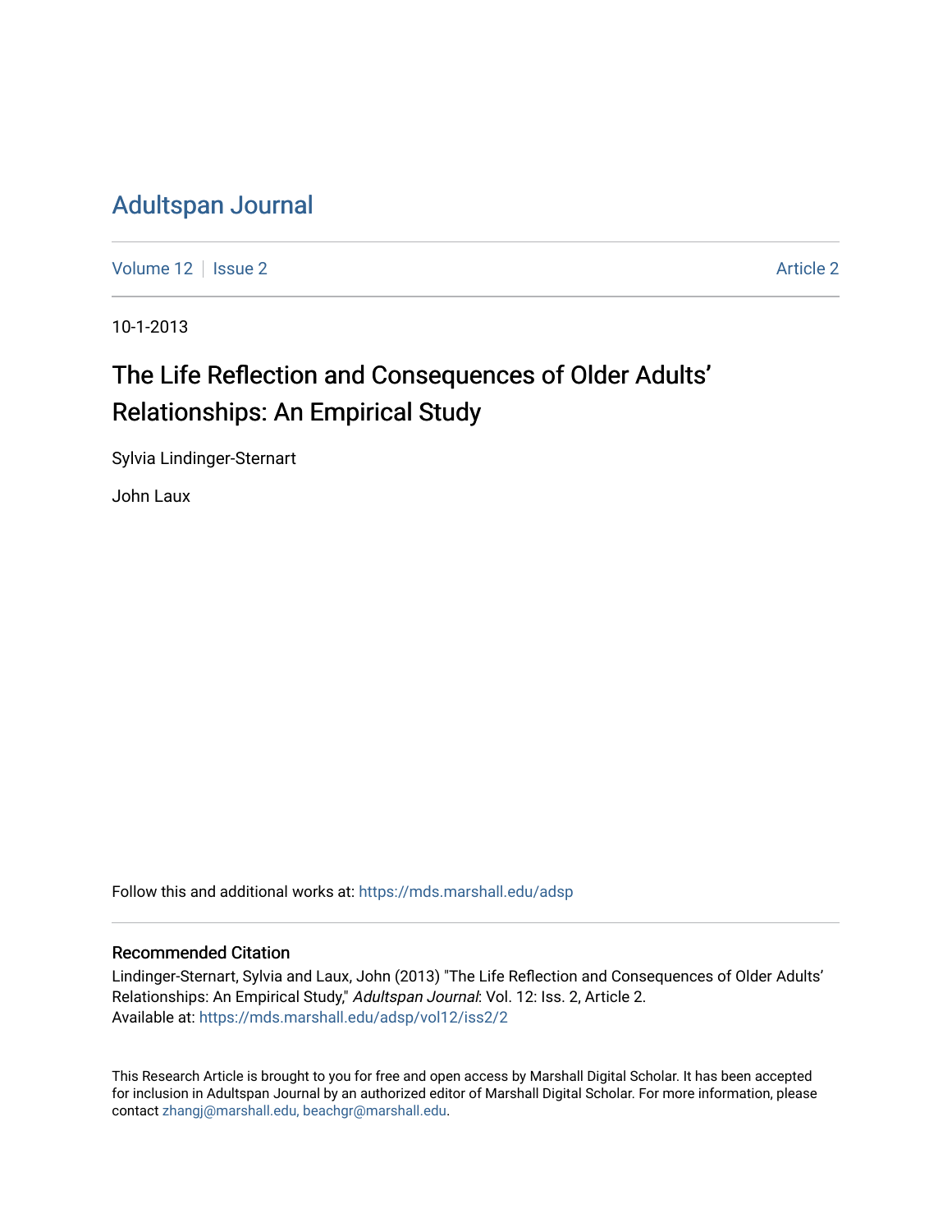# Adultspan Journal

Volume 12 | Issue 2 | Article 2

10-1-2013

## The Life Reflection and Consequences of Older Adults' Relationships: An Empirical Study

Sylvia Lindinger-Sternart

John Laux

Follow this and additional works at: https://mds.marshall.edu/adsp

### Recommended Citation

Lindinger-Sternart, Sylvia and Laux, John (2013) "The Life Reflection and Consequences of Older Adults' Relationships: An Empirical Study," *Adultspan Journal*: Vol. 12: Iss. 2, Article 2.
Available at: https://mds.marshall.edu/adsp/vol12/iss2/2

This Research Article is brought to you for free and open access by Marshall Digital Scholar. It has been accepted for inclusion in Adultspan Journal by an authorized editor of Marshall Digital Scholar. For more information, please contact zhangj@marshall.edu, beachgr@marshall.edu.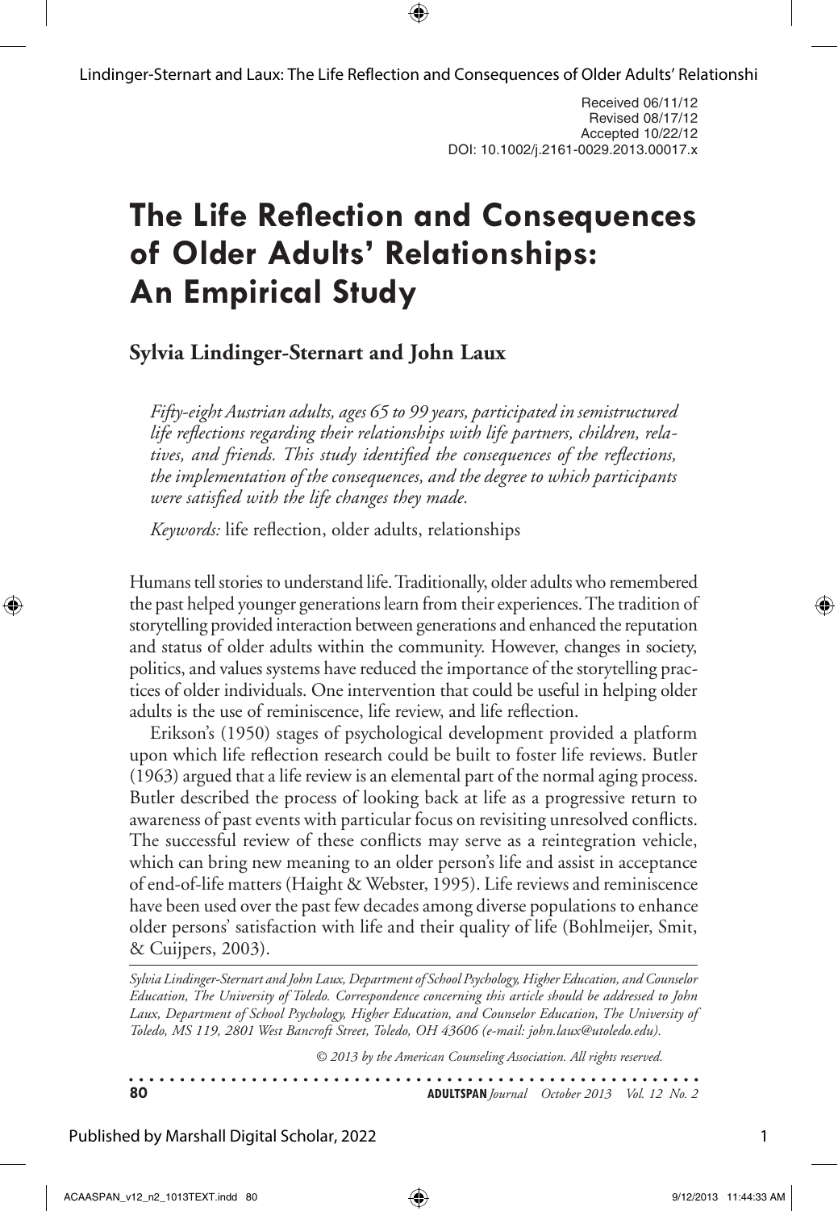Received 06/11/12
Revised 08/17/12
Accepted 10/22/12
DOI: 10.1002/j.2161-0029.2013.00017.x

# The Life Reflection and Consequences of Older Adults' Relationships: An Empirical Study

**Sylvia Lindinger-Sternart and John Laux**

*Fifty-eight Austrian adults, ages 65 to 99 years, participated in semistructured life reflections regarding their relationships with life partners, children, relatives, and friends. This study identified the consequences of the reflections, the implementation of the consequences, and the degree to which participants were satisfied with the life changes they made.*

*Keywords:* life reflection, older adults, relationships

Humans tell stories to understand life. Traditionally, older adults who remembered the past helped younger generations learn from their experiences. The tradition of storytelling provided interaction between generations and enhanced the reputation and status of older adults within the community. However, changes in society, politics, and values systems have reduced the importance of the storytelling practices of older individuals. One intervention that could be useful in helping older adults is the use of reminiscence, life review, and life reflection.

Erikson's (1950) stages of psychological development provided a platform upon which life reflection research could be built to foster life reviews. Butler (1963) argued that a life review is an elemental part of the normal aging process. Butler described the process of looking back at life as a progressive return to awareness of past events with particular focus on revisiting unresolved conflicts. The successful review of these conflicts may serve as a reintegration vehicle, which can bring new meaning to an older person's life and assist in acceptance of end-of-life matters (Haight & Webster, 1995). Life reviews and reminiscence have been used over the past few decades among diverse populations to enhance older persons' satisfaction with life and their quality of life (Bohlmeijer, Smit, & Cuijpers, 2003).

*Sylvia Lindinger-Sternart and John Laux, Department of School Psychology, Higher Education, and Counselor Education, The University of Toledo. Correspondence concerning this article should be addressed to John Laux, Department of School Psychology, Higher Education, and Counselor Education, The University of Toledo, MS 119, 2801 West Bancroft Street, Toledo, OH 43606 (e-mail: john.laux@utoledo.edu).*

*© 2013 by the American Counseling Association. All rights reserved.*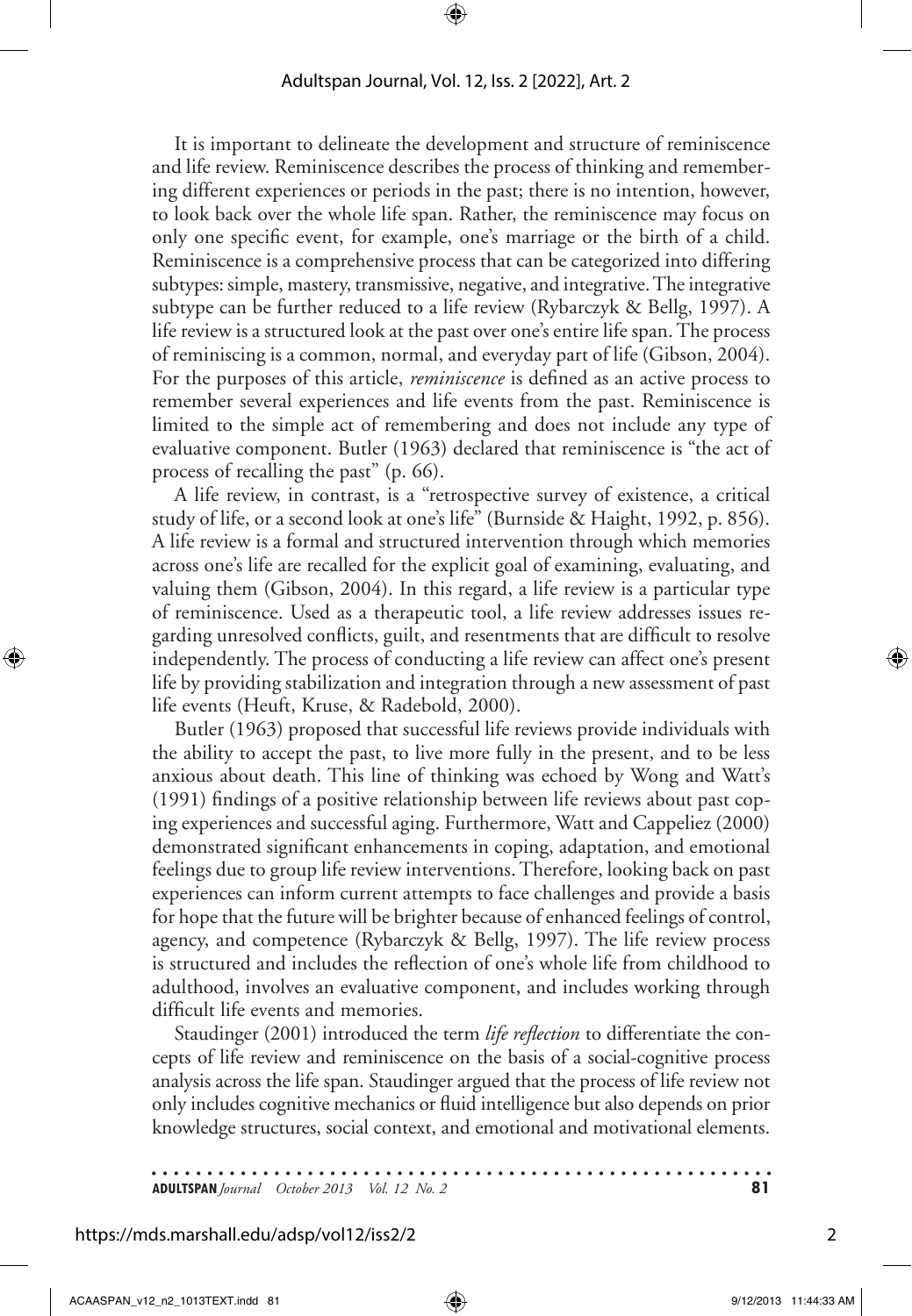It is important to delineate the development and structure of reminiscence and life review. Reminiscence describes the process of thinking and remembering different experiences or periods in the past; there is no intention, however, to look back over the whole life span. Rather, the reminiscence may focus on only one specific event, for example, one's marriage or the birth of a child. Reminiscence is a comprehensive process that can be categorized into differing subtypes: simple, mastery, transmissive, negative, and integrative. The integrative subtype can be further reduced to a life review (Rybarczyk & Bellg, 1997). A life review is a structured look at the past over one's entire life span. The process of reminiscing is a common, normal, and everyday part of life (Gibson, 2004). For the purposes of this article, *reminiscence* is defined as an active process to remember several experiences and life events from the past. Reminiscence is limited to the simple act of remembering and does not include any type of evaluative component. Butler (1963) declared that reminiscence is "the act of process of recalling the past" (p. 66).

A life review, in contrast, is a "retrospective survey of existence, a critical study of life, or a second look at one's life" (Burnside & Haight, 1992, p. 856). A life review is a formal and structured intervention through which memories across one's life are recalled for the explicit goal of examining, evaluating, and valuing them (Gibson, 2004). In this regard, a life review is a particular type of reminiscence. Used as a therapeutic tool, a life review addresses issues regarding unresolved conflicts, guilt, and resentments that are difficult to resolve independently. The process of conducting a life review can affect one's present life by providing stabilization and integration through a new assessment of past life events (Heuft, Kruse, & Radebold, 2000).

Butler (1963) proposed that successful life reviews provide individuals with the ability to accept the past, to live more fully in the present, and to be less anxious about death. This line of thinking was echoed by Wong and Watt's (1991) findings of a positive relationship between life reviews about past coping experiences and successful aging. Furthermore, Watt and Cappeliez (2000) demonstrated significant enhancements in coping, adaptation, and emotional feelings due to group life review interventions. Therefore, looking back on past experiences can inform current attempts to face challenges and provide a basis for hope that the future will be brighter because of enhanced feelings of control, agency, and competence (Rybarczyk & Bellg, 1997). The life review process is structured and includes the reflection of one's whole life from childhood to adulthood, involves an evaluative component, and includes working through difficult life events and memories.

Staudinger (2001) introduced the term *life reflection* to differentiate the concepts of life review and reminiscence on the basis of a social-cognitive process analysis across the life span. Staudinger argued that the process of life review not only includes cognitive mechanics or fluid intelligence but also depends on prior knowledge structures, social context, and emotional and motivational elements.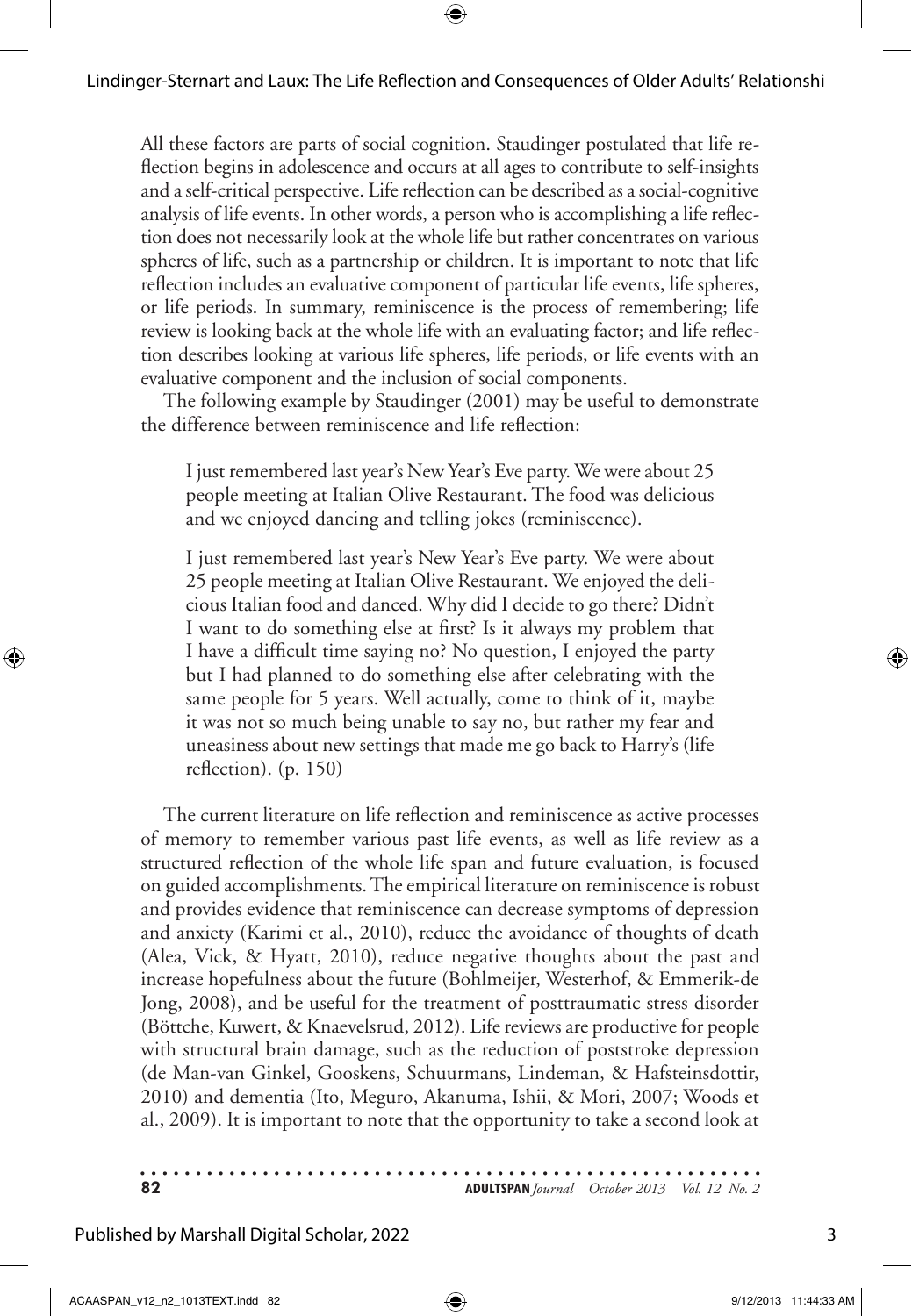All these factors are parts of social cognition. Staudinger postulated that life reflection begins in adolescence and occurs at all ages to contribute to self-insights and a self-critical perspective. Life reflection can be described as a social-cognitive analysis of life events. In other words, a person who is accomplishing a life reflection does not necessarily look at the whole life but rather concentrates on various spheres of life, such as a partnership or children. It is important to note that life reflection includes an evaluative component of particular life events, life spheres, or life periods. In summary, reminiscence is the process of remembering; life review is looking back at the whole life with an evaluating factor; and life reflection describes looking at various life spheres, life periods, or life events with an evaluative component and the inclusion of social components.

The following example by Staudinger (2001) may be useful to demonstrate the difference between reminiscence and life reflection:

> I just remembered last year's New Year's Eve party. We were about 25 people meeting at Italian Olive Restaurant. The food was delicious and we enjoyed dancing and telling jokes (reminiscence).
>
> I just remembered last year's New Year's Eve party. We were about 25 people meeting at Italian Olive Restaurant. We enjoyed the delicious Italian food and danced. Why did I decide to go there? Didn't I want to do something else at first? Is it always my problem that I have a difficult time saying no? No question, I enjoyed the party but I had planned to do something else after celebrating with the same people for 5 years. Well actually, come to think of it, maybe it was not so much being unable to say no, but rather my fear and uneasiness about new settings that made me go back to Harry's (life reflection). (p. 150)

The current literature on life reflection and reminiscence as active processes of memory to remember various past life events, as well as life review as a structured reflection of the whole life span and future evaluation, is focused on guided accomplishments. The empirical literature on reminiscence is robust and provides evidence that reminiscence can decrease symptoms of depression and anxiety (Karimi et al., 2010), reduce the avoidance of thoughts of death (Alea, Vick, & Hyatt, 2010), reduce negative thoughts about the past and increase hopefulness about the future (Bohlmeijer, Westerhof, & Emmerik-de Jong, 2008), and be useful for the treatment of posttraumatic stress disorder (Böttche, Kuwert, & Knaevelsrud, 2012). Life reviews are productive for people with structural brain damage, such as the reduction of poststroke depression (de Man-van Ginkel, Gooskens, Schuurmans, Lindeman, & Hafsteinsdottir, 2010) and dementia (Ito, Meguro, Akanuma, Ishii, & Mori, 2007; Woods et al., 2009). It is important to note that the opportunity to take a second look at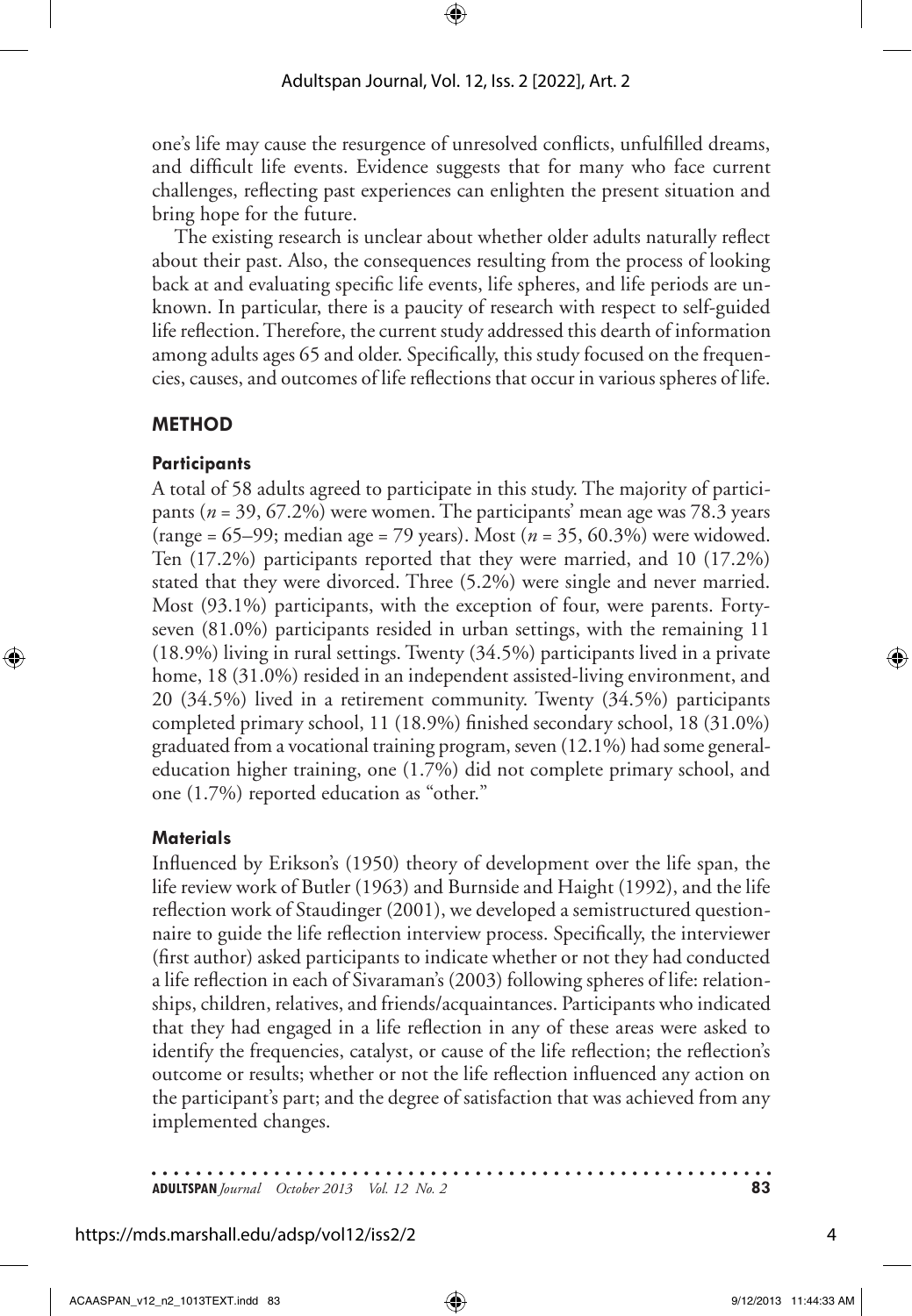one's life may cause the resurgence of unresolved conflicts, unfulfilled dreams, and difficult life events. Evidence suggests that for many who face current challenges, reflecting past experiences can enlighten the present situation and bring hope for the future.

The existing research is unclear about whether older adults naturally reflect about their past. Also, the consequences resulting from the process of looking back at and evaluating specific life events, life spheres, and life periods are unknown. In particular, there is a paucity of research with respect to self-guided life reflection. Therefore, the current study addressed this dearth of information among adults ages 65 and older. Specifically, this study focused on the frequencies, causes, and outcomes of life reflections that occur in various spheres of life.

## METHOD

### Participants

A total of 58 adults agreed to participate in this study. The majority of participants ($n$ = 39, 67.2%) were women. The participants' mean age was 78.3 years (range = 65–99; median age = 79 years). Most ($n$ = 35, 60.3%) were widowed. Ten (17.2%) participants reported that they were married, and 10 (17.2%) stated that they were divorced. Three (5.2%) were single and never married. Most (93.1%) participants, with the exception of four, were parents. Forty-seven (81.0%) participants resided in urban settings, with the remaining 11 (18.9%) living in rural settings. Twenty (34.5%) participants lived in a private home, 18 (31.0%) resided in an independent assisted-living environment, and 20 (34.5%) lived in a retirement community. Twenty (34.5%) participants completed primary school, 11 (18.9%) finished secondary school, 18 (31.0%) graduated from a vocational training program, seven (12.1%) had some general-education higher training, one (1.7%) did not complete primary school, and one (1.7%) reported education as "other."

### Materials

Influenced by Erikson's (1950) theory of development over the life span, the life review work of Butler (1963) and Burnside and Haight (1992), and the life reflection work of Staudinger (2001), we developed a semistructured questionnaire to guide the life reflection interview process. Specifically, the interviewer (first author) asked participants to indicate whether or not they had conducted a life reflection in each of Sivaraman's (2003) following spheres of life: relationships, children, relatives, and friends/acquaintances. Participants who indicated that they had engaged in a life reflection in any of these areas were asked to identify the frequencies, catalyst, or cause of the life reflection; the reflection's outcome or results; whether or not the life reflection influenced any action on the participant's part; and the degree of satisfaction that was achieved from any implemented changes.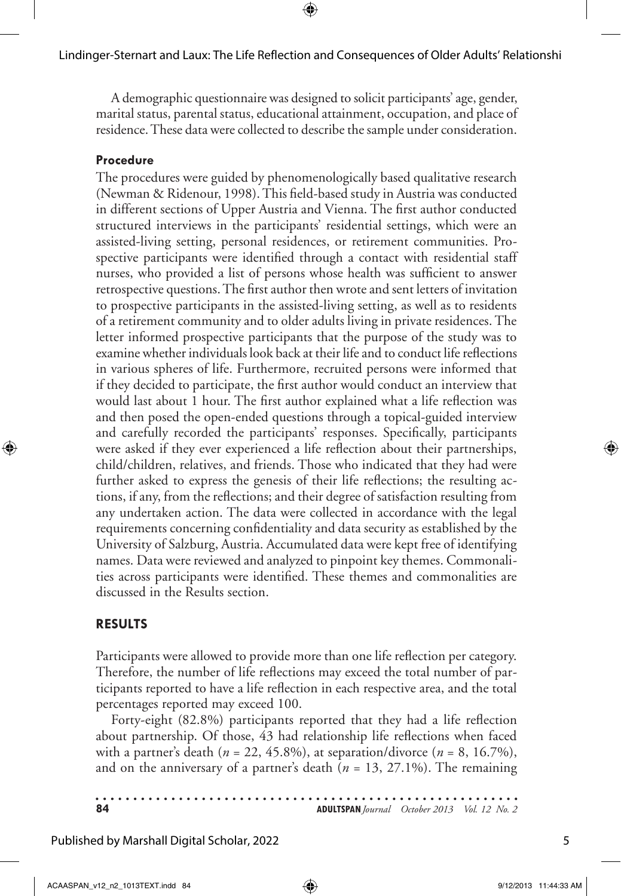A demographic questionnaire was designed to solicit participants' age, gender, marital status, parental status, educational attainment, occupation, and place of residence. These data were collected to describe the sample under consideration.

### Procedure

The procedures were guided by phenomenologically based qualitative research (Newman & Ridenour, 1998). This field-based study in Austria was conducted in different sections of Upper Austria and Vienna. The first author conducted structured interviews in the participants' residential settings, which were an assisted-living setting, personal residences, or retirement communities. Prospective participants were identified through a contact with residential staff nurses, who provided a list of persons whose health was sufficient to answer retrospective questions. The first author then wrote and sent letters of invitation to prospective participants in the assisted-living setting, as well as to residents of a retirement community and to older adults living in private residences. The letter informed prospective participants that the purpose of the study was to examine whether individuals look back at their life and to conduct life reflections in various spheres of life. Furthermore, recruited persons were informed that if they decided to participate, the first author would conduct an interview that would last about 1 hour. The first author explained what a life reflection was and then posed the open-ended questions through a topical-guided interview and carefully recorded the participants' responses. Specifically, participants were asked if they ever experienced a life reflection about their partnerships, child/children, relatives, and friends. Those who indicated that they had were further asked to express the genesis of their life reflections; the resulting actions, if any, from the reflections; and their degree of satisfaction resulting from any undertaken action. The data were collected in accordance with the legal requirements concerning confidentiality and data security as established by the University of Salzburg, Austria. Accumulated data were kept free of identifying names. Data were reviewed and analyzed to pinpoint key themes. Commonalities across participants were identified. These themes and commonalities are discussed in the Results section.

## RESULTS

Participants were allowed to provide more than one life reflection per category. Therefore, the number of life reflections may exceed the total number of participants reported to have a life reflection in each respective area, and the total percentages reported may exceed 100.

Forty-eight (82.8%) participants reported that they had a life reflection about partnership. Of those, 43 had relationship life reflections when faced with a partner's death ($n$ = 22, 45.8%), at separation/divorce ($n$ = 8, 16.7%), and on the anniversary of a partner's death ($n$ = 13, 27.1%). The remaining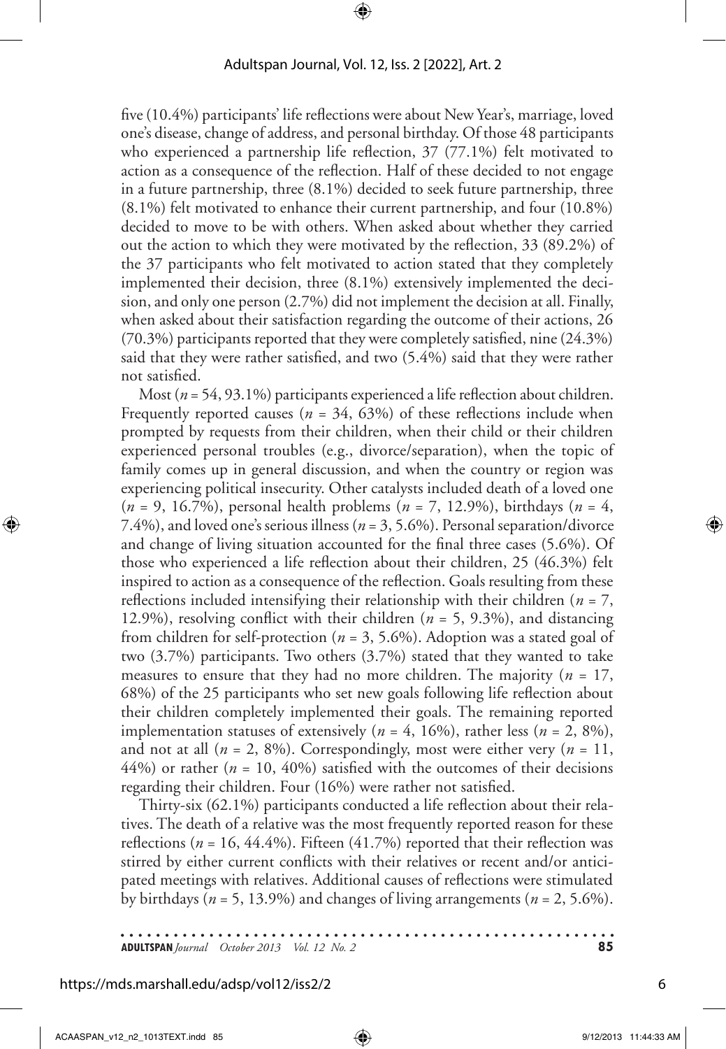five (10.4%) participants' life reflections were about New Year's, marriage, loved one's disease, change of address, and personal birthday. Of those 48 participants who experienced a partnership life reflection, 37 (77.1%) felt motivated to action as a consequence of the reflection. Half of these decided to not engage in a future partnership, three (8.1%) decided to seek future partnership, three (8.1%) felt motivated to enhance their current partnership, and four (10.8%) decided to move to be with others. When asked about whether they carried out the action to which they were motivated by the reflection, 33 (89.2%) of the 37 participants who felt motivated to action stated that they completely implemented their decision, three (8.1%) extensively implemented the decision, and only one person (2.7%) did not implement the decision at all. Finally, when asked about their satisfaction regarding the outcome of their actions, 26 (70.3%) participants reported that they were completely satisfied, nine (24.3%) said that they were rather satisfied, and two (5.4%) said that they were rather not satisfied.

Most ($n$ = 54, 93.1%) participants experienced a life reflection about children. Frequently reported causes ($n$ = 34, 63%) of these reflections include when prompted by requests from their children, when their child or their children experienced personal troubles (e.g., divorce/separation), when the topic of family comes up in general discussion, and when the country or region was experiencing political insecurity. Other catalysts included death of a loved one ($n$ = 9, 16.7%), personal health problems ($n$ = 7, 12.9%), birthdays ($n$ = 4, 7.4%), and loved one's serious illness ($n$ = 3, 5.6%). Personal separation/divorce and change of living situation accounted for the final three cases (5.6%). Of those who experienced a life reflection about their children, 25 (46.3%) felt inspired to action as a consequence of the reflection. Goals resulting from these reflections included intensifying their relationship with their children ($n$ = 7, 12.9%), resolving conflict with their children ($n$ = 5, 9.3%), and distancing from children for self-protection ($n$ = 3, 5.6%). Adoption was a stated goal of two (3.7%) participants. Two others (3.7%) stated that they wanted to take measures to ensure that they had no more children. The majority ($n$ = 17, 68%) of the 25 participants who set new goals following life reflection about their children completely implemented their goals. The remaining reported implementation statuses of extensively ($n$ = 4, 16%), rather less ($n$ = 2, 8%), and not at all ($n$ = 2, 8%). Correspondingly, most were either very ($n$ = 11, 44%) or rather ($n$ = 10, 40%) satisfied with the outcomes of their decisions regarding their children. Four (16%) were rather not satisfied.

Thirty-six (62.1%) participants conducted a life reflection about their relatives. The death of a relative was the most frequently reported reason for these reflections ($n$ = 16, 44.4%). Fifteen (41.7%) reported that their reflection was stirred by either current conflicts with their relatives or recent and/or anticipated meetings with relatives. Additional causes of reflections were stimulated by birthdays ($n$ = 5, 13.9%) and changes of living arrangements ($n$ = 2, 5.6%).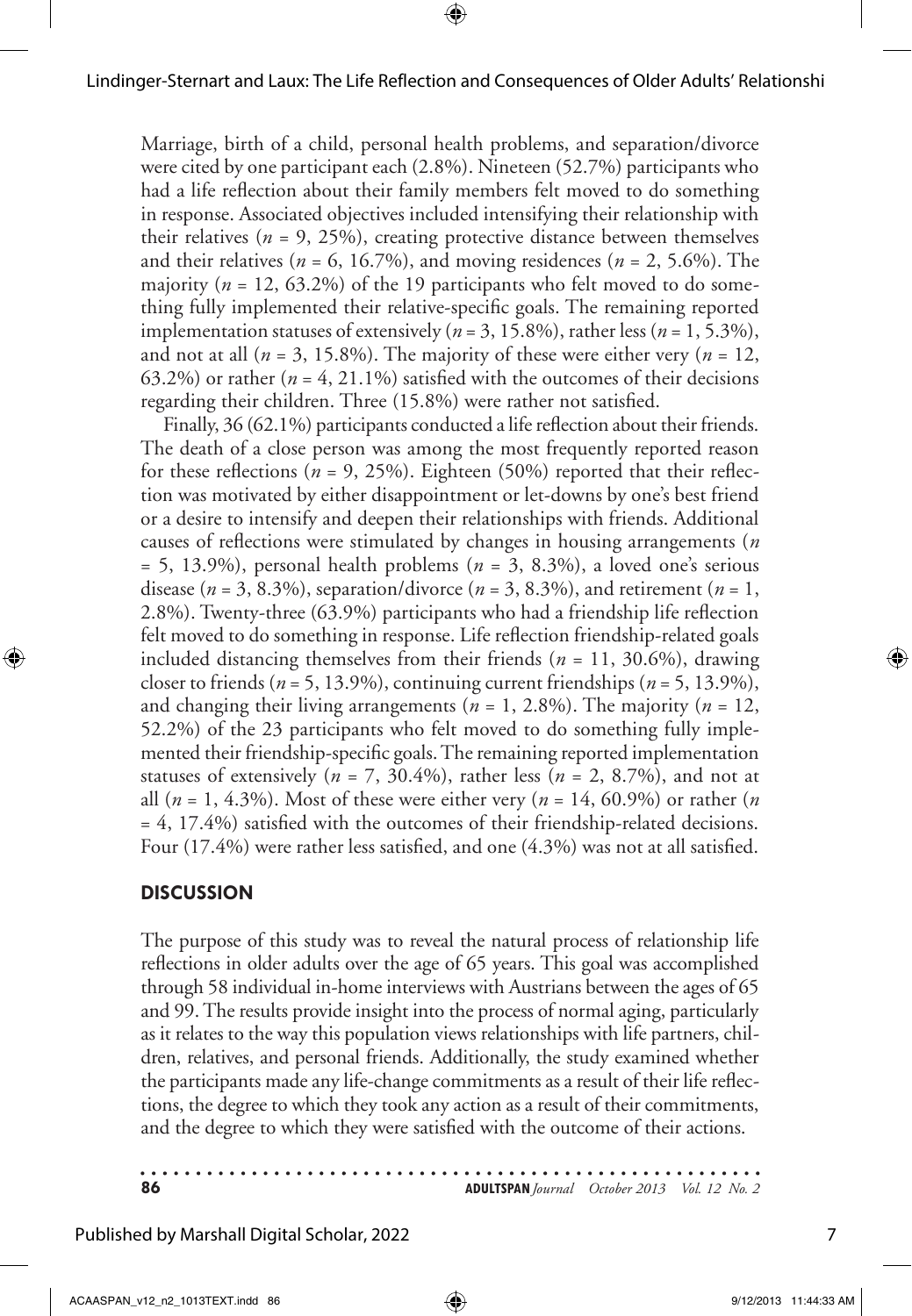Marriage, birth of a child, personal health problems, and separation/divorce were cited by one participant each (2.8%). Nineteen (52.7%) participants who had a life reflection about their family members felt moved to do something in response. Associated objectives included intensifying their relationship with their relatives ($n$ = 9, 25%), creating protective distance between themselves and their relatives ($n$ = 6, 16.7%), and moving residences ($n$ = 2, 5.6%). The majority ($n$ = 12, 63.2%) of the 19 participants who felt moved to do something fully implemented their relative-specific goals. The remaining reported implementation statuses of extensively ($n$ = 3, 15.8%), rather less ($n$ = 1, 5.3%), and not at all ($n$ = 3, 15.8%). The majority of these were either very ($n$ = 12, 63.2%) or rather ($n$ = 4, 21.1%) satisfied with the outcomes of their decisions regarding their children. Three (15.8%) were rather not satisfied.

Finally, 36 (62.1%) participants conducted a life reflection about their friends. The death of a close person was among the most frequently reported reason for these reflections ($n$ = 9, 25%). Eighteen (50%) reported that their reflection was motivated by either disappointment or let-downs by one's best friend or a desire to intensify and deepen their relationships with friends. Additional causes of reflections were stimulated by changes in housing arrangements ($n$ = 5, 13.9%), personal health problems ($n$ = 3, 8.3%), a loved one's serious disease ($n$ = 3, 8.3%), separation/divorce ($n$ = 3, 8.3%), and retirement ($n$ = 1, 2.8%). Twenty-three (63.9%) participants who had a friendship life reflection felt moved to do something in response. Life reflection friendship-related goals included distancing themselves from their friends ($n$ = 11, 30.6%), drawing closer to friends ($n$ = 5, 13.9%), continuing current friendships ($n$ = 5, 13.9%), and changing their living arrangements ($n$ = 1, 2.8%). The majority ($n$ = 12, 52.2%) of the 23 participants who felt moved to do something fully implemented their friendship-specific goals. The remaining reported implementation statuses of extensively ($n$ = 7, 30.4%), rather less ($n$ = 2, 8.7%), and not at all ($n$ = 1, 4.3%). Most of these were either very ($n$ = 14, 60.9%) or rather ($n$ = 4, 17.4%) satisfied with the outcomes of their friendship-related decisions. Four (17.4%) were rather less satisfied, and one (4.3%) was not at all satisfied.

## DISCUSSION

The purpose of this study was to reveal the natural process of relationship life reflections in older adults over the age of 65 years. This goal was accomplished through 58 individual in-home interviews with Austrians between the ages of 65 and 99. The results provide insight into the process of normal aging, particularly as it relates to the way this population views relationships with life partners, children, relatives, and personal friends. Additionally, the study examined whether the participants made any life-change commitments as a result of their life reflections, the degree to which they took any action as a result of their commitments, and the degree to which they were satisfied with the outcome of their actions.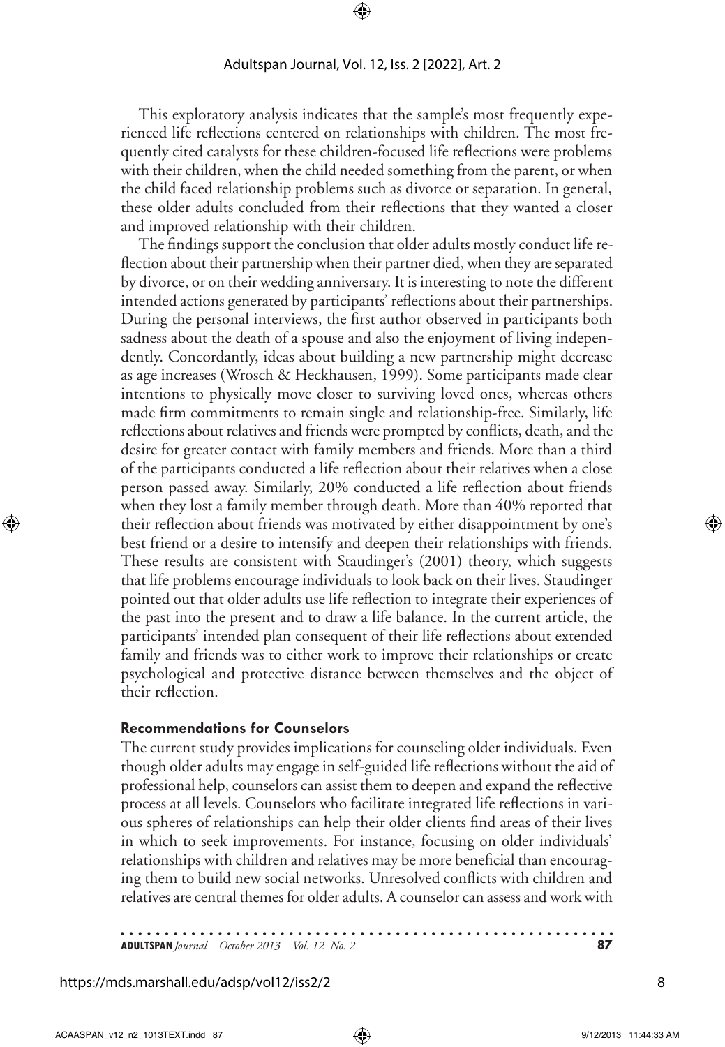This exploratory analysis indicates that the sample's most frequently experienced life reflections centered on relationships with children. The most frequently cited catalysts for these children-focused life reflections were problems with their children, when the child needed something from the parent, or when the child faced relationship problems such as divorce or separation. In general, these older adults concluded from their reflections that they wanted a closer and improved relationship with their children.

The findings support the conclusion that older adults mostly conduct life reflection about their partnership when their partner died, when they are separated by divorce, or on their wedding anniversary. It is interesting to note the different intended actions generated by participants' reflections about their partnerships. During the personal interviews, the first author observed in participants both sadness about the death of a spouse and also the enjoyment of living independently. Concordantly, ideas about building a new partnership might decrease as age increases (Wrosch & Heckhausen, 1999). Some participants made clear intentions to physically move closer to surviving loved ones, whereas others made firm commitments to remain single and relationship-free. Similarly, life reflections about relatives and friends were prompted by conflicts, death, and the desire for greater contact with family members and friends. More than a third of the participants conducted a life reflection about their relatives when a close person passed away. Similarly, 20% conducted a life reflection about friends when they lost a family member through death. More than 40% reported that their reflection about friends was motivated by either disappointment by one's best friend or a desire to intensify and deepen their relationships with friends. These results are consistent with Staudinger's (2001) theory, which suggests that life problems encourage individuals to look back on their lives. Staudinger pointed out that older adults use life reflection to integrate their experiences of the past into the present and to draw a life balance. In the current article, the participants' intended plan consequent of their life reflections about extended family and friends was to either work to improve their relationships or create psychological and protective distance between themselves and the object of their reflection.

### Recommendations for Counselors

The current study provides implications for counseling older individuals. Even though older adults may engage in self-guided life reflections without the aid of professional help, counselors can assist them to deepen and expand the reflective process at all levels. Counselors who facilitate integrated life reflections in various spheres of relationships can help their older clients find areas of their lives in which to seek improvements. For instance, focusing on older individuals' relationships with children and relatives may be more beneficial than encouraging them to build new social networks. Unresolved conflicts with children and relatives are central themes for older adults. A counselor can assess and work with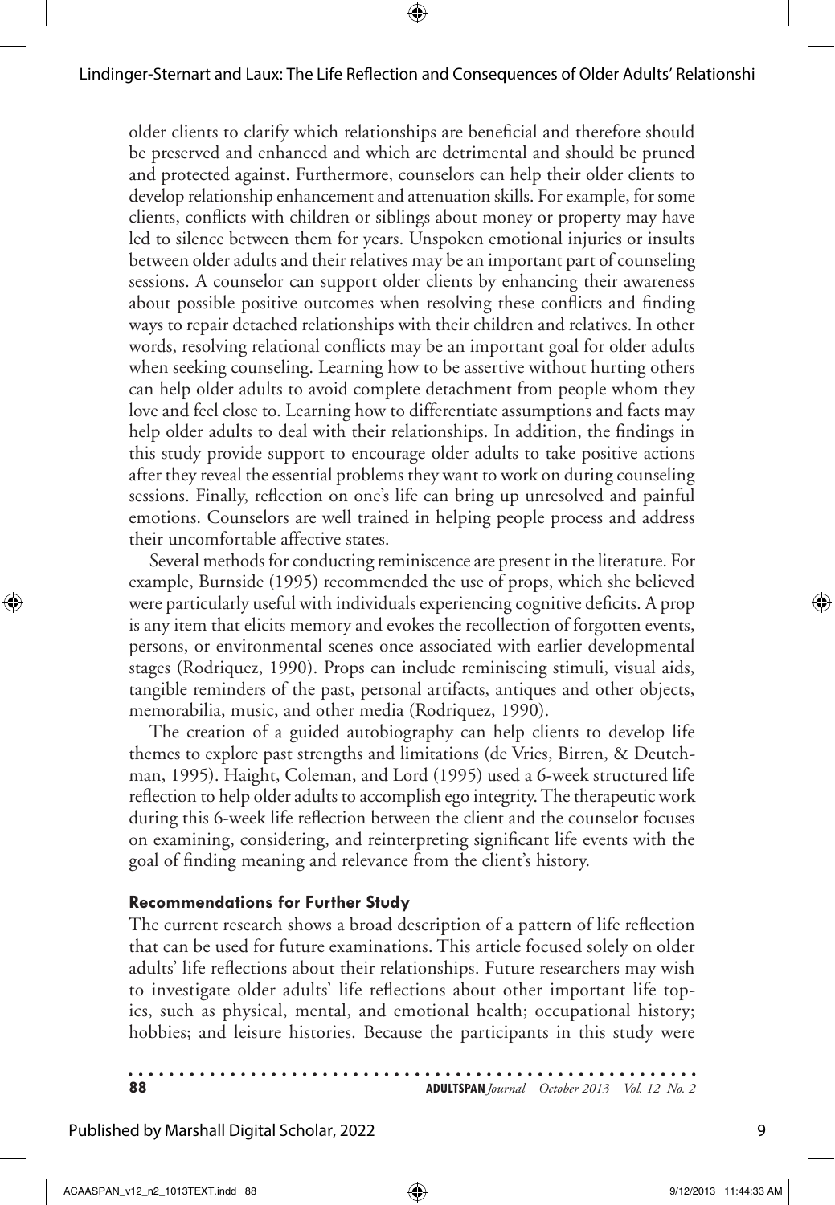older clients to clarify which relationships are beneficial and therefore should be preserved and enhanced and which are detrimental and should be pruned and protected against. Furthermore, counselors can help their older clients to develop relationship enhancement and attenuation skills. For example, for some clients, conflicts with children or siblings about money or property may have led to silence between them for years. Unspoken emotional injuries or insults between older adults and their relatives may be an important part of counseling sessions. A counselor can support older clients by enhancing their awareness about possible positive outcomes when resolving these conflicts and finding ways to repair detached relationships with their children and relatives. In other words, resolving relational conflicts may be an important goal for older adults when seeking counseling. Learning how to be assertive without hurting others can help older adults to avoid complete detachment from people whom they love and feel close to. Learning how to differentiate assumptions and facts may help older adults to deal with their relationships. In addition, the findings in this study provide support to encourage older adults to take positive actions after they reveal the essential problems they want to work on during counseling sessions. Finally, reflection on one's life can bring up unresolved and painful emotions. Counselors are well trained in helping people process and address their uncomfortable affective states.

Several methods for conducting reminiscence are present in the literature. For example, Burnside (1995) recommended the use of props, which she believed were particularly useful with individuals experiencing cognitive deficits. A prop is any item that elicits memory and evokes the recollection of forgotten events, persons, or environmental scenes once associated with earlier developmental stages (Rodriquez, 1990). Props can include reminiscing stimuli, visual aids, tangible reminders of the past, personal artifacts, antiques and other objects, memorabilia, music, and other media (Rodriquez, 1990).

The creation of a guided autobiography can help clients to develop life themes to explore past strengths and limitations (de Vries, Birren, & Deutchman, 1995). Haight, Coleman, and Lord (1995) used a 6-week structured life reflection to help older adults to accomplish ego integrity. The therapeutic work during this 6-week life reflection between the client and the counselor focuses on examining, considering, and reinterpreting significant life events with the goal of finding meaning and relevance from the client's history.

### Recommendations for Further Study

The current research shows a broad description of a pattern of life reflection that can be used for future examinations. This article focused solely on older adults' life reflections about their relationships. Future researchers may wish to investigate older adults' life reflections about other important life topics, such as physical, mental, and emotional health; occupational history; hobbies; and leisure histories. Because the participants in this study were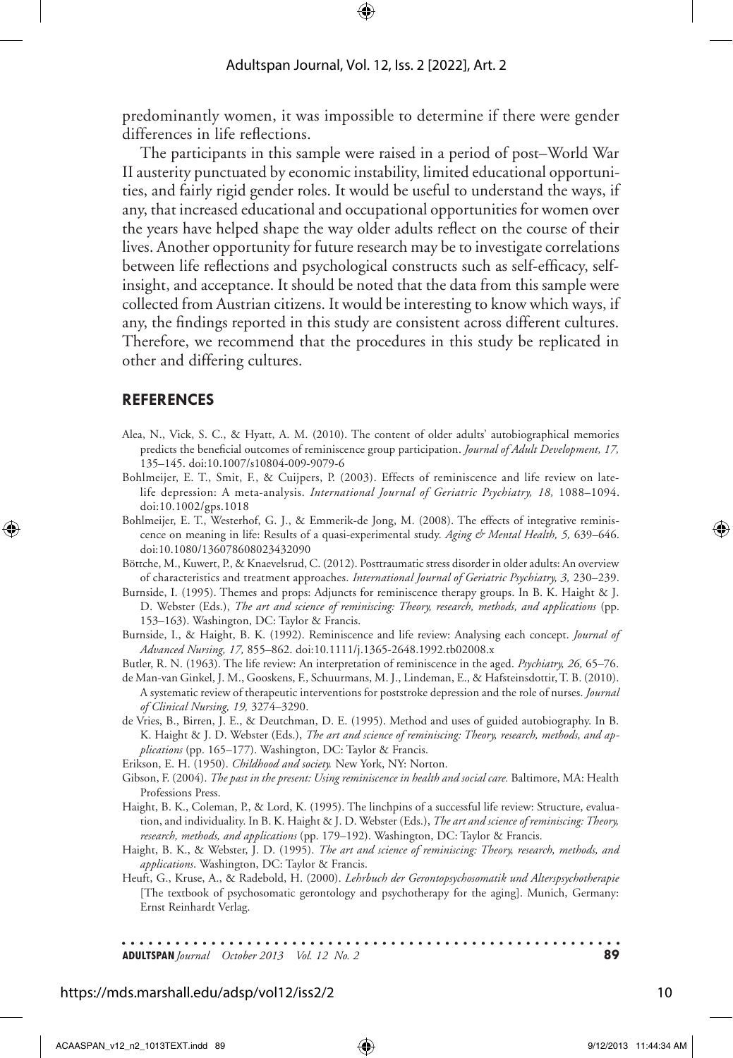predominantly women, it was impossible to determine if there were gender differences in life reflections.

The participants in this sample were raised in a period of post–World War II austerity punctuated by economic instability, limited educational opportunities, and fairly rigid gender roles. It would be useful to understand the ways, if any, that increased educational and occupational opportunities for women over the years have helped shape the way older adults reflect on the course of their lives. Another opportunity for future research may be to investigate correlations between life reflections and psychological constructs such as self-efficacy, self-insight, and acceptance. It should be noted that the data from this sample were collected from Austrian citizens. It would be interesting to know which ways, if any, the findings reported in this study are consistent across different cultures. Therefore, we recommend that the procedures in this study be replicated in other and differing cultures.

## REFERENCES

Alea, N., Vick, S. C., & Hyatt, A. M. (2010). The content of older adults' autobiographical memories predicts the beneficial outcomes of reminiscence group participation. *Journal of Adult Development, 17,* 135–145. doi:10.1007/s10804-009-9079-6

Bohlmeijer, E. T., Smit, F., & Cuijpers, P. (2003). Effects of reminiscence and life review on late-life depression: A meta-analysis. *International Journal of Geriatric Psychiatry, 18,* 1088–1094. doi:10.1002/gps.1018

Bohlmeijer, E. T., Westerhof, G. J., & Emmerik-de Jong, M. (2008). The effects of integrative reminiscence on meaning in life: Results of a quasi-experimental study. *Aging & Mental Health, 5,* 639–646. doi:10.1080/13607860802343209​0

Böttche, M., Kuwert, P., & Knaevelsrud, C. (2012). Posttraumatic stress disorder in older adults: An overview of characteristics and treatment approaches. *International Journal of Geriatric Psychiatry, 3,* 230–239.

Burnside, I. (1995). Themes and props: Adjuncts for reminiscence therapy groups. In B. K. Haight & J. D. Webster (Eds.), *The art and science of reminiscing: Theory, research, methods, and applications* (pp. 153–163). Washington, DC: Taylor & Francis.

Burnside, I., & Haight, B. K. (1992). Reminiscence and life review: Analysing each concept. *Journal of Advanced Nursing, 17,* 855–862. doi:10.1111/j.1365-2648.1992.tb02008.x

Butler, R. N. (1963). The life review: An interpretation of reminiscence in the aged. *Psychiatry, 26,* 65–76.

de Man-van Ginkel, J. M., Gooskens, F., Schuurmans, M. J., Lindeman, E., & Hafsteinsdottir, T. B. (2010). A systematic review of therapeutic interventions for poststroke depression and the role of nurses. *Journal of Clinical Nursing, 19,* 3274–3290.

de Vries, B., Birren, J. E., & Deutchman, D. E. (1995). Method and uses of guided autobiography. In B. K. Haight & J. D. Webster (Eds.), *The art and science of reminiscing: Theory, research, methods, and applications* (pp. 165–177). Washington, DC: Taylor & Francis.

Erikson, E. H. (1950). *Childhood and society.* New York, NY: Norton.

Gibson, F. (2004). *The past in the present: Using reminiscence in health and social care.* Baltimore, MA: Health Professions Press.

Haight, B. K., Coleman, P., & Lord, K. (1995). The linchpins of a successful life review: Structure, evaluation, and individuality. In B. K. Haight & J. D. Webster (Eds.), *The art and science of reminiscing: Theory, research, methods, and applications* (pp. 179–192). Washington, DC: Taylor & Francis.

Haight, B. K., & Webster, J. D. (1995). *The art and science of reminiscing: Theory, research, methods, and applications*. Washington, DC: Taylor & Francis.

Heuft, G., Kruse, A., & Radebold, H. (2000). *Lehrbuch der Gerontopsychosomatik und Alterspsychotherapie* [The textbook of psychosomatic gerontology and psychotherapy for the aging]. Munich, Germany: Ernst Reinhardt Verlag.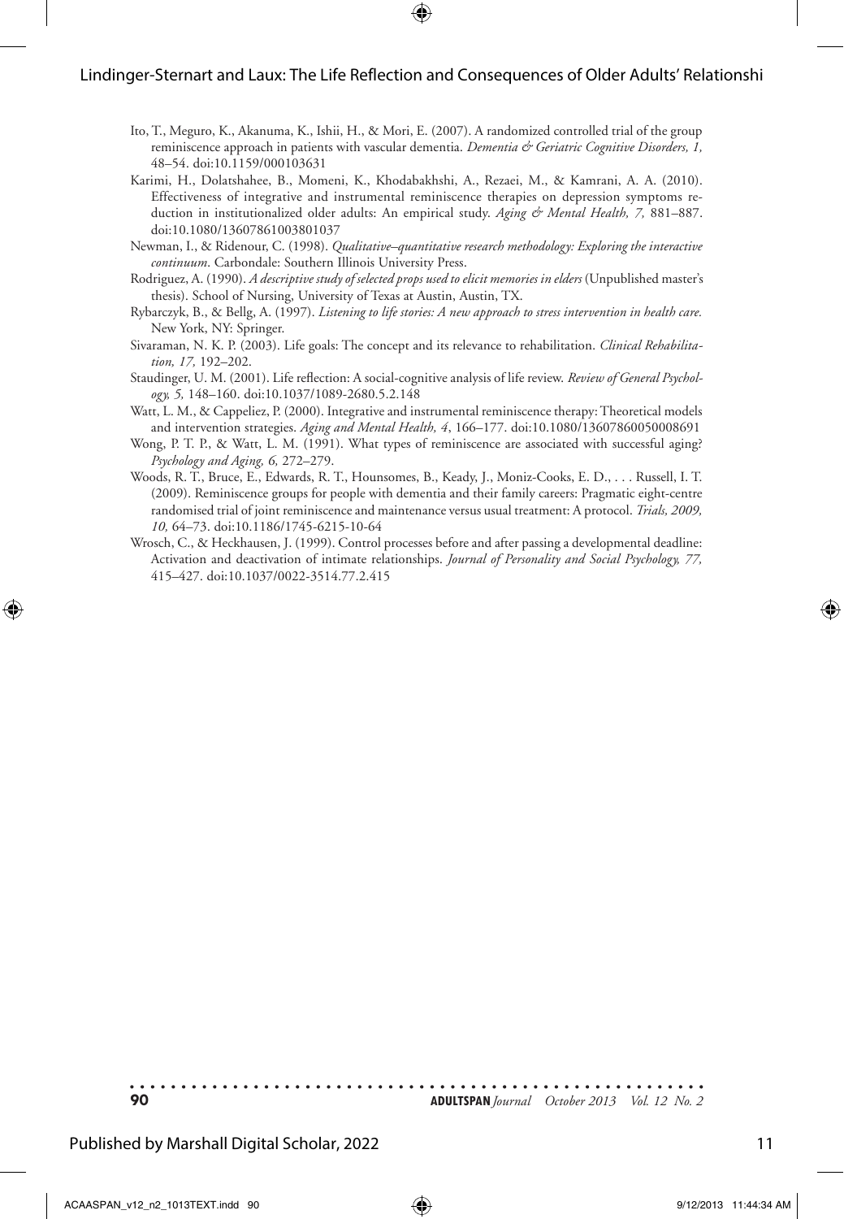Ito, T., Meguro, K., Akanuma, K., Ishii, H., & Mori, E. (2007). A randomized controlled trial of the group reminiscence approach in patients with vascular dementia. *Dementia & Geriatric Cognitive Disorders, 1,* 48–54. doi:10.1159/000103631

Karimi, H., Dolatshahee, B., Momeni, K., Khodabakhshi, A., Rezaei, M., & Kamrani, A. A. (2010). Effectiveness of integrative and instrumental reminiscence therapies on depression symptoms reduction in institutionalized older adults: An empirical study. *Aging & Mental Health, 7,* 881–887. doi:10.1080/13607861003801037

Newman, I., & Ridenour, C. (1998). *Qualitative–quantitative research methodology: Exploring the interactive continuum*. Carbondale: Southern Illinois University Press.

Rodriguez, A. (1990). *A descriptive study of selected props used to elicit memories in elders* (Unpublished master's thesis). School of Nursing, University of Texas at Austin, Austin, TX.

Rybarczyk, B., & Bellg, A. (1997). *Listening to life stories: A new approach to stress intervention in health care.* New York, NY: Springer.

Sivaraman, N. K. P. (2003). Life goals: The concept and its relevance to rehabilitation. *Clinical Rehabilitation, 17,* 192–202.

Staudinger, U. M. (2001). Life reflection: A social-cognitive analysis of life review. *Review of General Psychology, 5,* 148–160. doi:10.1037/1089-2680.5.2.148

Watt, L. M., & Cappeliez, P. (2000). Integrative and instrumental reminiscence therapy: Theoretical models and intervention strategies. *Aging and Mental Health, 4*, 166–177. doi:10.1080/13607860050008691

Wong, P. T. P., & Watt, L. M. (1991). What types of reminiscence are associated with successful aging? *Psychology and Aging, 6,* 272–279.

Woods, R. T., Bruce, E., Edwards, R. T., Hounsomes, B., Keady, J., Moniz-Cooks, E. D., . . . Russell, I. T. (2009). Reminiscence groups for people with dementia and their family careers: Pragmatic eight-centre randomised trial of joint reminiscence and maintenance versus usual treatment: A protocol. *Trials, 2009, 10,* 64–73. doi:10.1186/1745-6215-10-64

Wrosch, C., & Heckhausen, J. (1999). Control processes before and after passing a developmental deadline: Activation and deactivation of intimate relationships. *Journal of Personality and Social Psychology, 77,* 415–427. doi:10.1037/0022-3514.77.2.415